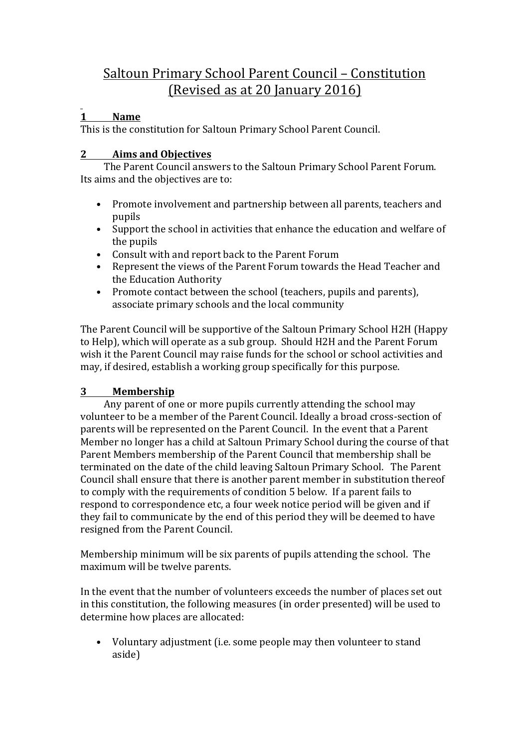# Saltoun Primary School Parent Council – Constitution (Revised as at 20 January 2016)

## 1 Name

This is the constitution for Saltoun Primary School Parent Council.

## 2 Aims and Objectives

The Parent Council answers to the Saltoun Primary School Parent Forum. Its aims and the objectives are to:

- Promote involvement and partnership between all parents, teachers and pupils
- Support the school in activities that enhance the education and welfare of the pupils
- Consult with and report back to the Parent Forum
- Represent the views of the Parent Forum towards the Head Teacher and the Education Authority
- Promote contact between the school (teachers, pupils and parents), associate primary schools and the local community

The Parent Council will be supportive of the Saltoun Primary School H2H (Happy to Help), which will operate as a sub group. Should H2H and the Parent Forum wish it the Parent Council may raise funds for the school or school activities and may, if desired, establish a working group specifically for this purpose.

## 3 Membership

Any parent of one or more pupils currently attending the school may volunteer to be a member of the Parent Council. Ideally a broad cross-section of parents will be represented on the Parent Council. In the event that a Parent Member no longer has a child at Saltoun Primary School during the course of that Parent Members membership of the Parent Council that membership shall be terminated on the date of the child leaving Saltoun Primary School. The Parent Council shall ensure that there is another parent member in substitution thereof to comply with the requirements of condition 5 below. If a parent fails to respond to correspondence etc, a four week notice period will be given and if they fail to communicate by the end of this period they will be deemed to have resigned from the Parent Council.

Membership minimum will be six parents of pupils attending the school. The maximum will be twelve parents.

In the event that the number of volunteers exceeds the number of places set out in this constitution, the following measures (in order presented) will be used to determine how places are allocated:

- Voluntary adjustment (i.e. some people may then volunteer to stand aside)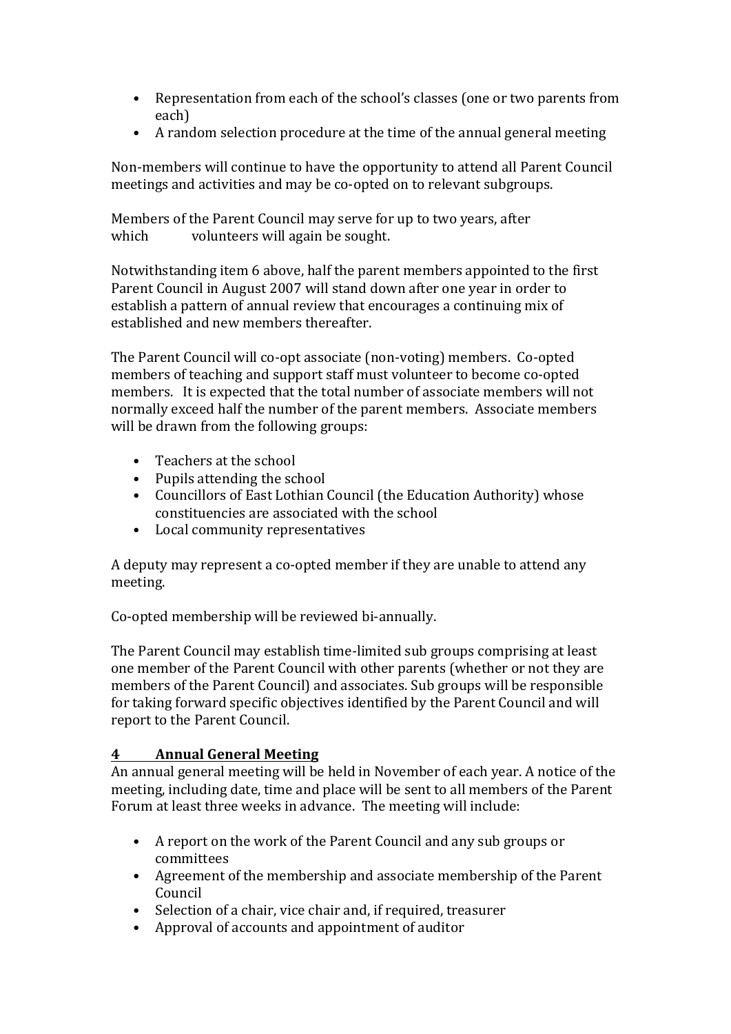- Representation from each of the school's classes (one or two parents from each)
- A random selection procedure at the time of the annual general meeting

Non-members will continue to have the opportunity to attend all Parent Council meetings and activities and may be co-opted on to relevant subgroups.

Members of the Parent Council may serve for up to two years, after which volunteers will again be sought.

Notwithstanding item 6 above, half the parent members appointed to the first Parent Council in August 2007 will stand down after one year in order to establish a pattern of annual review that encourages a continuing mix of established and new members thereafter.

The Parent Council will co-opt associate (non-voting) members. Co-opted members of teaching and support staff must volunteer to become co-opted members. It is expected that the total number of associate members will not normally exceed half the number of the parent members. Associate members will be drawn from the following groups:

- Teachers at the school
- Pupils attending the school
- Councillors of East Lothian Council (the Education Authority) whose constituencies are associated with the school
- Local community representatives

A deputy may represent a co-opted member if they are unable to attend any meeting.

Co-opted membership will be reviewed bi-annually.

The Parent Council may establish time-limited sub groups comprising at least one member of the Parent Council with other parents (whether or not they are members of the Parent Council) and associates. Sub groups will be responsible for taking forward specific objectives identified by the Parent Council and will report to the Parent Council.

## 4 Annual General Meeting

An annual general meeting will be held in November of each year. A notice of the meeting, including date, time and place will be sent to all members of the Parent Forum at least three weeks in advance. The meeting will include:

- A report on the work of the Parent Council and any sub groups or committees
- Agreement of the membership and associate membership of the Parent Council
- Selection of a chair, vice chair and, if required, treasurer
- Approval of accounts and appointment of auditor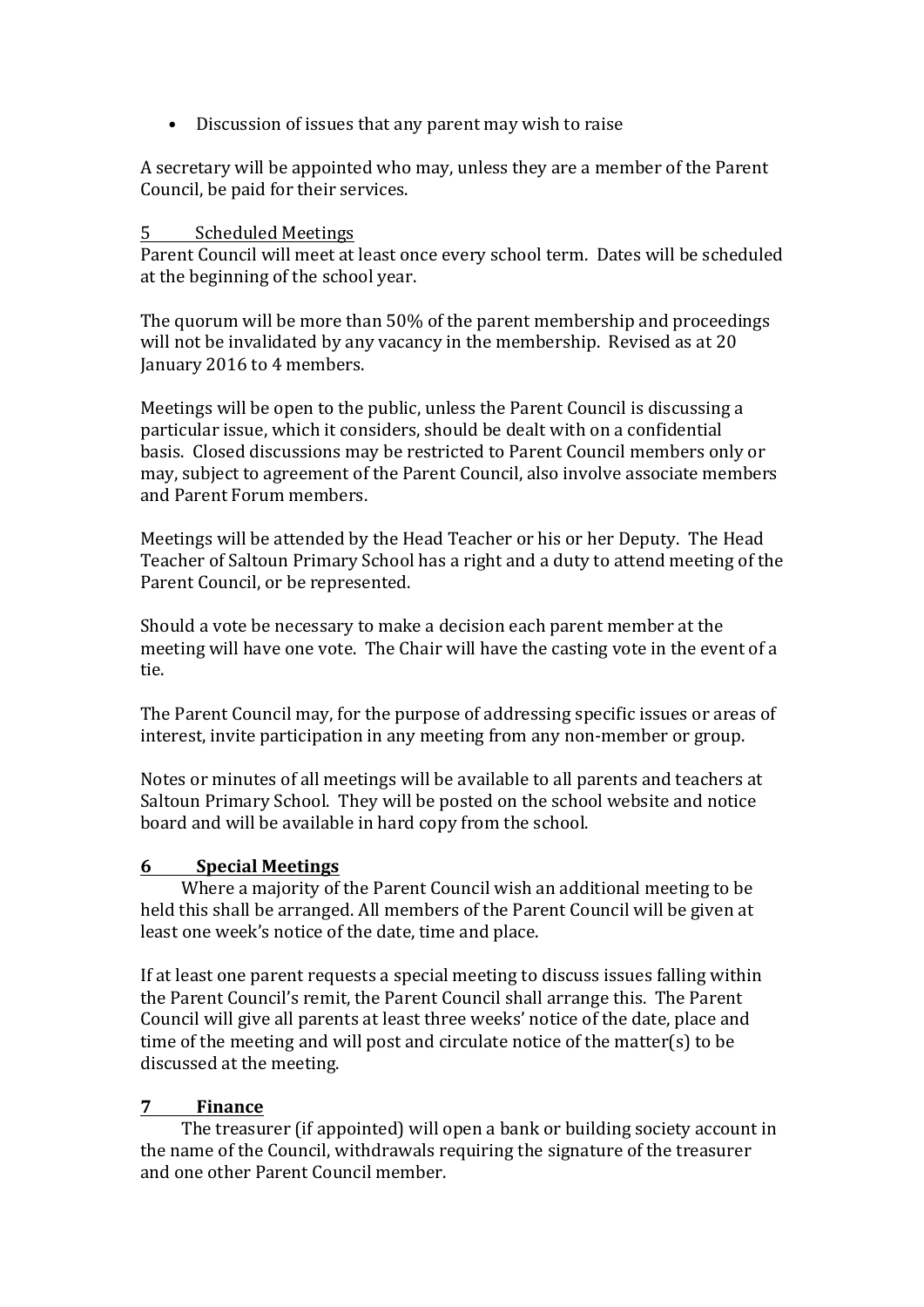- Discussion of issues that any parent may wish to raise

A secretary will be appointed who may, unless they are a member of the Parent Council, be paid for their services.

## 5 Scheduled Meetings

Parent Council will meet at least once every school term. Dates will be scheduled at the beginning of the school year.

The quorum will be more than 50% of the parent membership and proceedings will not be invalidated by any vacancy in the membership. Revised as at 20 January 2016 to 4 members.

Meetings will be open to the public, unless the Parent Council is discussing a particular issue, which it considers, should be dealt with on a confidential basis. Closed discussions may be restricted to Parent Council members only or may, subject to agreement of the Parent Council, also involve associate members and Parent Forum members.

Meetings will be attended by the Head Teacher or his or her Deputy. The Head Teacher of Saltoun Primary School has a right and a duty to attend meeting of the Parent Council, or be represented.

Should a vote be necessary to make a decision each parent member at the meeting will have one vote. The Chair will have the casting vote in the event of a tie.

The Parent Council may, for the purpose of addressing specific issues or areas of interest, invite participation in any meeting from any non-member or group.

Notes or minutes of all meetings will be available to all parents and teachers at Saltoun Primary School. They will be posted on the school website and notice board and will be available in hard copy from the school.

## 6 Special Meetings

Where a majority of the Parent Council wish an additional meeting to be held this shall be arranged. All members of the Parent Council will be given at least one week's notice of the date, time and place.

If at least one parent requests a special meeting to discuss issues falling within the Parent Council's remit, the Parent Council shall arrange this. The Parent Council will give all parents at least three weeks' notice of the date, place and time of the meeting and will post and circulate notice of the matter(s) to be discussed at the meeting.

## 7 Finance

The treasurer (if appointed) will open a bank or building society account in the name of the Council, withdrawals requiring the signature of the treasurer and one other Parent Council member.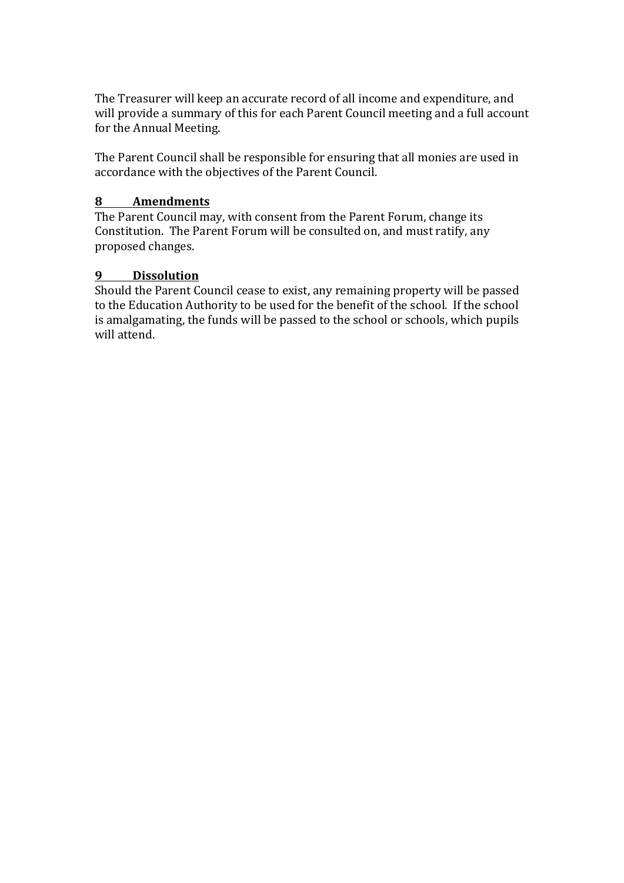The Treasurer will keep an accurate record of all income and expenditure, and will provide a summary of this for each Parent Council meeting and a full account for the Annual Meeting.

The Parent Council shall be responsible for ensuring that all monies are used in accordance with the objectives of the Parent Council.

## 8 Amendments

The Parent Council may, with consent from the Parent Forum, change its Constitution. The Parent Forum will be consulted on, and must ratify, any proposed changes.

## 9 Dissolution

Should the Parent Council cease to exist, any remaining property will be passed to the Education Authority to be used for the benefit of the school. If the school is amalgamating, the funds will be passed to the school or schools, which pupils will attend.